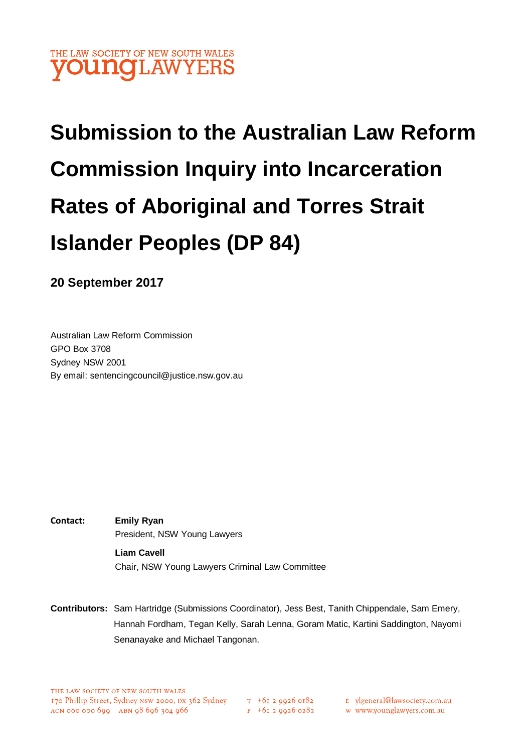THE LAW SOCIETY OF NEW SOUTH WALES
**young**LAWYERS

# Submission to the Australian Law Reform Commission Inquiry into Incarceration Rates of Aboriginal and Torres Strait Islander Peoples (DP 84)

**20 September 2017**

Australian Law Reform Commission
GPO Box 3708
Sydney NSW 2001
By email: sentencingcouncil@justice.nsw.gov.au

**Contact:** **Emily Ryan**
President, NSW Young Lawyers

**Liam Cavell**
Chair, NSW Young Lawyers Criminal Law Committee

**Contributors:** Sam Hartridge (Submissions Coordinator), Jess Best, Tanith Chippendale, Sam Emery, Hannah Fordham, Tegan Kelly, Sarah Lenna, Goram Matic, Kartini Saddington, Nayomi Senanayake and Michael Tangonan.

THE LAW SOCIETY OF NEW SOUTH WALES
170 Phillip Street, Sydney NSW 2000, DX 362 Sydney
ACN 000 000 699 ABN 98 696 304 966

T +61 2 9926 0182
F +61 2 9926 0282

E ylgeneral@lawsociety.com.au
W www.younglawyers.com.au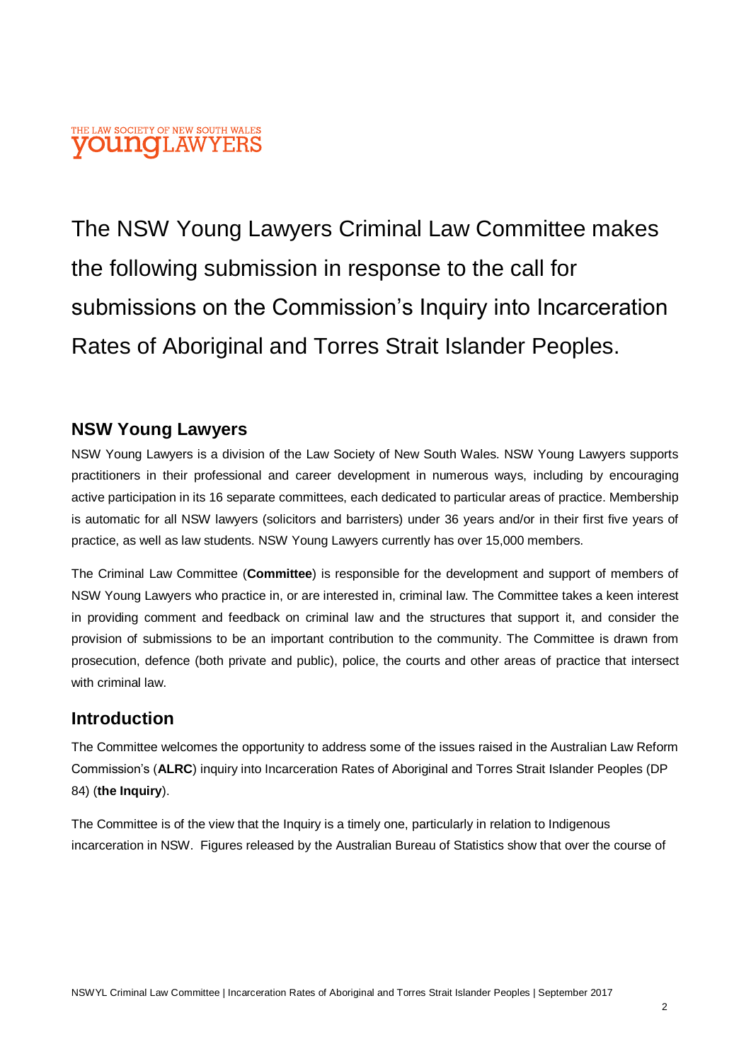The NSW Young Lawyers Criminal Law Committee makes the following submission in response to the call for submissions on the Commission's Inquiry into Incarceration Rates of Aboriginal and Torres Strait Islander Peoples.

## NSW Young Lawyers

NSW Young Lawyers is a division of the Law Society of New South Wales. NSW Young Lawyers supports practitioners in their professional and career development in numerous ways, including by encouraging active participation in its 16 separate committees, each dedicated to particular areas of practice. Membership is automatic for all NSW lawyers (solicitors and barristers) under 36 years and/or in their first five years of practice, as well as law students. NSW Young Lawyers currently has over 15,000 members.

The Criminal Law Committee (**Committee**) is responsible for the development and support of members of NSW Young Lawyers who practice in, or are interested in, criminal law. The Committee takes a keen interest in providing comment and feedback on criminal law and the structures that support it, and consider the provision of submissions to be an important contribution to the community. The Committee is drawn from prosecution, defence (both private and public), police, the courts and other areas of practice that intersect with criminal law.

## Introduction

The Committee welcomes the opportunity to address some of the issues raised in the Australian Law Reform Commission's (**ALRC**) inquiry into Incarceration Rates of Aboriginal and Torres Strait Islander Peoples (DP 84) (**the Inquiry**).

The Committee is of the view that the Inquiry is a timely one, particularly in relation to Indigenous incarceration in NSW. Figures released by the Australian Bureau of Statistics show that over the course of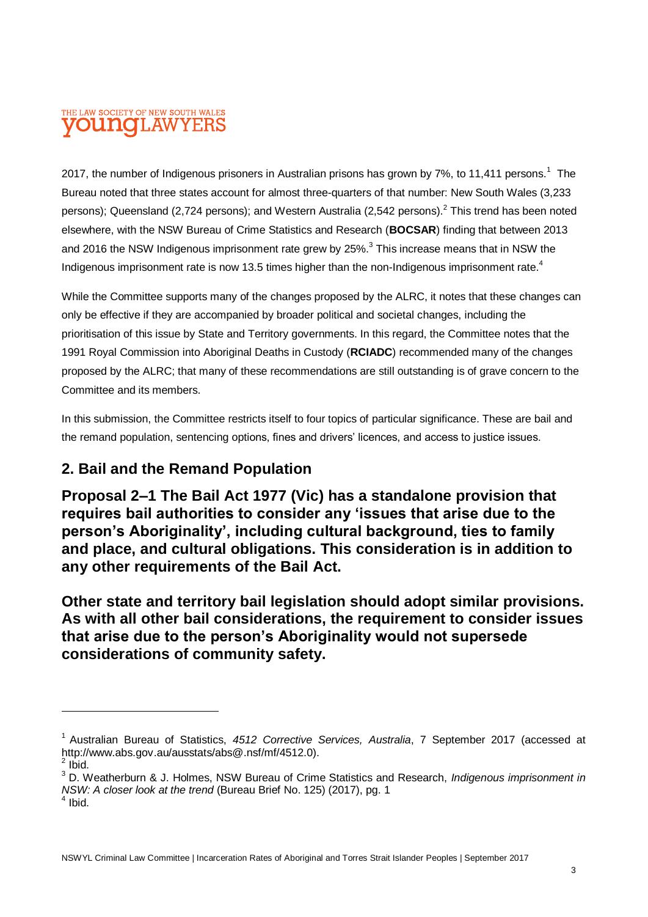2017, the number of Indigenous prisoners in Australian prisons has grown by 7%, to 11,411 persons.[1] The Bureau noted that three states account for almost three-quarters of that number: New South Wales (3,233 persons); Queensland (2,724 persons); and Western Australia (2,542 persons).[2] This trend has been noted elsewhere, with the NSW Bureau of Crime Statistics and Research (**BOCSAR**) finding that between 2013 and 2016 the NSW Indigenous imprisonment rate grew by 25%.[3] This increase means that in NSW the Indigenous imprisonment rate is now 13.5 times higher than the non-Indigenous imprisonment rate.[4]

While the Committee supports many of the changes proposed by the ALRC, it notes that these changes can only be effective if they are accompanied by broader political and societal changes, including the prioritisation of this issue by State and Territory governments. In this regard, the Committee notes that the 1991 Royal Commission into Aboriginal Deaths in Custody (**RCIADC**) recommended many of the changes proposed by the ALRC; that many of these recommendations are still outstanding is of grave concern to the Committee and its members.

In this submission, the Committee restricts itself to four topics of particular significance. These are bail and the remand population, sentencing options, fines and drivers' licences, and access to justice issues.

## 2. Bail and the Remand Population

**Proposal 2–1 The Bail Act 1977 (Vic) has a standalone provision that requires bail authorities to consider any 'issues that arise due to the person's Aboriginality', including cultural background, ties to family and place, and cultural obligations. This consideration is in addition to any other requirements of the Bail Act.**

**Other state and territory bail legislation should adopt similar provisions. As with all other bail considerations, the requirement to consider issues that arise due to the person's Aboriginality would not supersede considerations of community safety.**

---

[1] Australian Bureau of Statistics, *4512 Corrective Services, Australia*, 7 September 2017 (accessed at http://www.abs.gov.au/ausstats/abs@.nsf/mf/4512.0).

[2] Ibid.

[3] D. Weatherburn & J. Holmes, NSW Bureau of Crime Statistics and Research, *Indigenous imprisonment in NSW: A closer look at the trend* (Bureau Brief No. 125) (2017), pg. 1

[4] Ibid.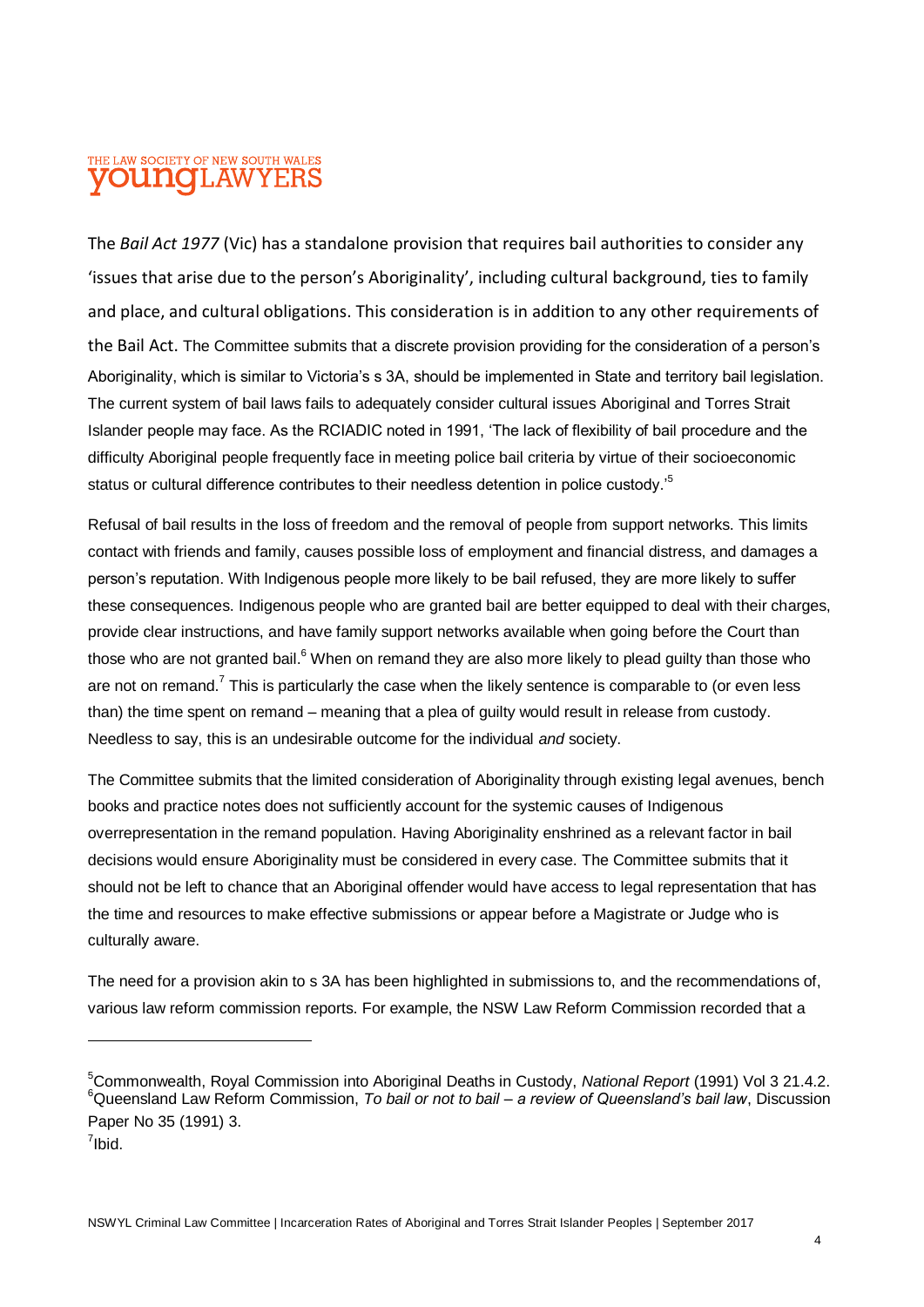The *Bail Act 1977* (Vic) has a standalone provision that requires bail authorities to consider any 'issues that arise due to the person's Aboriginality', including cultural background, ties to family and place, and cultural obligations. This consideration is in addition to any other requirements of the Bail Act. The Committee submits that a discrete provision providing for the consideration of a person's Aboriginality, which is similar to Victoria's s 3A, should be implemented in State and territory bail legislation. The current system of bail laws fails to adequately consider cultural issues Aboriginal and Torres Strait Islander people may face. As the RCIADIC noted in 1991, 'The lack of flexibility of bail procedure and the difficulty Aboriginal people frequently face in meeting police bail criteria by virtue of their socioeconomic status or cultural difference contributes to their needless detention in police custody.'[5]

Refusal of bail results in the loss of freedom and the removal of people from support networks. This limits contact with friends and family, causes possible loss of employment and financial distress, and damages a person's reputation. With Indigenous people more likely to be bail refused, they are more likely to suffer these consequences. Indigenous people who are granted bail are better equipped to deal with their charges, provide clear instructions, and have family support networks available when going before the Court than those who are not granted bail.[6] When on remand they are also more likely to plead guilty than those who are not on remand.[7] This is particularly the case when the likely sentence is comparable to (or even less than) the time spent on remand – meaning that a plea of guilty would result in release from custody. Needless to say, this is an undesirable outcome for the individual *and* society.

The Committee submits that the limited consideration of Aboriginality through existing legal avenues, bench books and practice notes does not sufficiently account for the systemic causes of Indigenous overrepresentation in the remand population. Having Aboriginality enshrined as a relevant factor in bail decisions would ensure Aboriginality must be considered in every case. The Committee submits that it should not be left to chance that an Aboriginal offender would have access to legal representation that has the time and resources to make effective submissions or appear before a Magistrate or Judge who is culturally aware.

The need for a provision akin to s 3A has been highlighted in submissions to, and the recommendations of, various law reform commission reports. For example, the NSW Law Reform Commission recorded that a

---

[5] Commonwealth, Royal Commission into Aboriginal Deaths in Custody, *National Report* (1991) Vol 3 21.4.2.

[6] Queensland Law Reform Commission, *To bail or not to bail – a review of Queensland's bail law*, Discussion Paper No 35 (1991) 3.

[7] Ibid.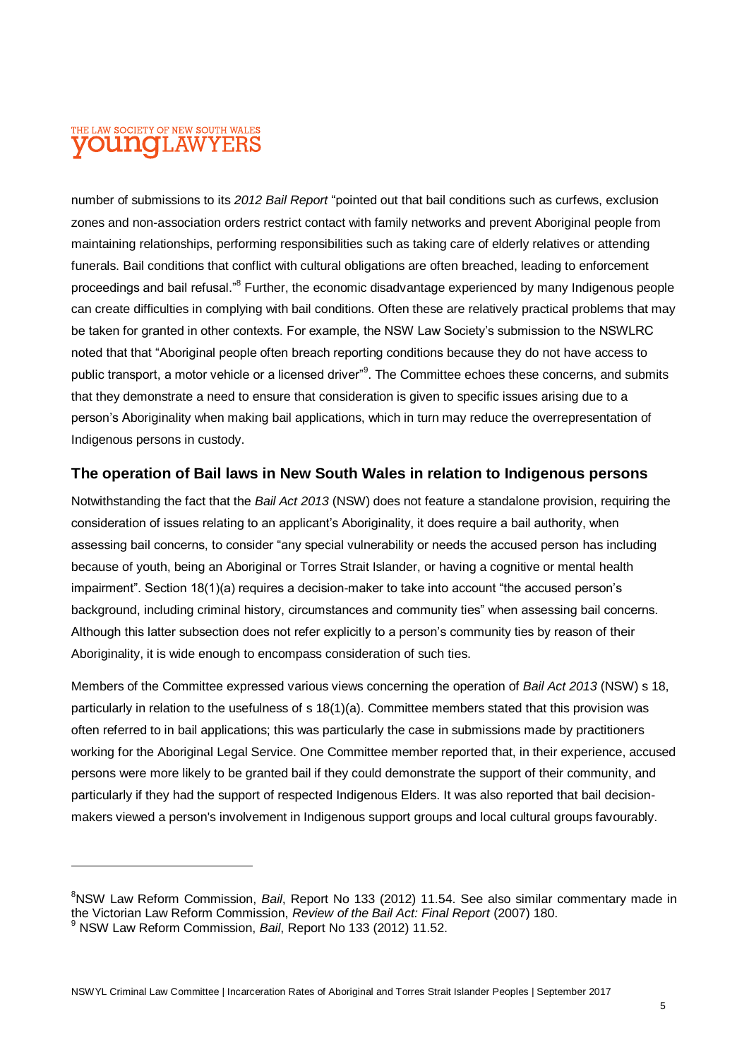number of submissions to its *2012 Bail Report* "pointed out that bail conditions such as curfews, exclusion zones and non-association orders restrict contact with family networks and prevent Aboriginal people from maintaining relationships, performing responsibilities such as taking care of elderly relatives or attending funerals. Bail conditions that conflict with cultural obligations are often breached, leading to enforcement proceedings and bail refusal."[8] Further, the economic disadvantage experienced by many Indigenous people can create difficulties in complying with bail conditions. Often these are relatively practical problems that may be taken for granted in other contexts. For example, the NSW Law Society's submission to the NSWLRC noted that that "Aboriginal people often breach reporting conditions because they do not have access to public transport, a motor vehicle or a licensed driver"[9]. The Committee echoes these concerns, and submits that they demonstrate a need to ensure that consideration is given to specific issues arising due to a person's Aboriginality when making bail applications, which in turn may reduce the overrepresentation of Indigenous persons in custody.

## The operation of Bail laws in New South Wales in relation to Indigenous persons

Notwithstanding the fact that the *Bail Act 2013* (NSW) does not feature a standalone provision, requiring the consideration of issues relating to an applicant's Aboriginality, it does require a bail authority, when assessing bail concerns, to consider "any special vulnerability or needs the accused person has including because of youth, being an Aboriginal or Torres Strait Islander, or having a cognitive or mental health impairment". Section 18(1)(a) requires a decision-maker to take into account "the accused person's background, including criminal history, circumstances and community ties" when assessing bail concerns. Although this latter subsection does not refer explicitly to a person's community ties by reason of their Aboriginality, it is wide enough to encompass consideration of such ties.

Members of the Committee expressed various views concerning the operation of *Bail Act 2013* (NSW) s 18, particularly in relation to the usefulness of s 18(1)(a). Committee members stated that this provision was often referred to in bail applications; this was particularly the case in submissions made by practitioners working for the Aboriginal Legal Service. One Committee member reported that, in their experience, accused persons were more likely to be granted bail if they could demonstrate the support of their community, and particularly if they had the support of respected Indigenous Elders. It was also reported that bail decision-makers viewed a person's involvement in Indigenous support groups and local cultural groups favourably.

---

[8] NSW Law Reform Commission, *Bail*, Report No 133 (2012) 11.54. See also similar commentary made in the Victorian Law Reform Commission, *Review of the Bail Act: Final Report* (2007) 180.

[9] NSW Law Reform Commission, *Bail*, Report No 133 (2012) 11.52.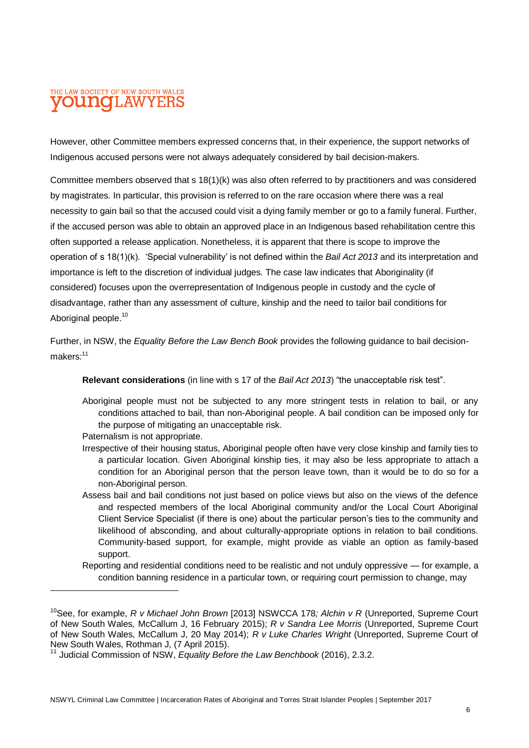However, other Committee members expressed concerns that, in their experience, the support networks of Indigenous accused persons were not always adequately considered by bail decision-makers.

Committee members observed that s 18(1)(k) was also often referred to by practitioners and was considered by magistrates. In particular, this provision is referred to on the rare occasion where there was a real necessity to gain bail so that the accused could visit a dying family member or go to a family funeral. Further, if the accused person was able to obtain an approved place in an Indigenous based rehabilitation centre this often supported a release application. Nonetheless, it is apparent that there is scope to improve the operation of s 18(1)(k). 'Special vulnerability' is not defined within the *Bail Act 2013* and its interpretation and importance is left to the discretion of individual judges. The case law indicates that Aboriginality (if considered) focuses upon the overrepresentation of Indigenous people in custody and the cycle of disadvantage, rather than any assessment of culture, kinship and the need to tailor bail conditions for Aboriginal people.[10]

Further, in NSW, the *Equality Before the Law Bench Book* provides the following guidance to bail decision-makers:[11]

> **Relevant considerations** (in line with s 17 of the *Bail Act 2013*) "the unacceptable risk test".
>
> Aboriginal people must not be subjected to any more stringent tests in relation to bail, or any conditions attached to bail, than non-Aboriginal people. A bail condition can be imposed only for the purpose of mitigating an unacceptable risk.
>
> Paternalism is not appropriate.
>
> Irrespective of their housing status, Aboriginal people often have very close kinship and family ties to a particular location. Given Aboriginal kinship ties, it may also be less appropriate to attach a condition for an Aboriginal person that the person leave town, than it would be to do so for a non-Aboriginal person.
>
> Assess bail and bail conditions not just based on police views but also on the views of the defence and respected members of the local Aboriginal community and/or the Local Court Aboriginal Client Service Specialist (if there is one) about the particular person's ties to the community and likelihood of absconding, and about culturally-appropriate options in relation to bail conditions. Community-based support, for example, might provide as viable an option as family-based support.
>
> Reporting and residential conditions need to be realistic and not unduly oppressive — for example, a condition banning residence in a particular town, or requiring court permission to change, may

---

[10] See, for example, *R v Michael John Brown* [2013] NSWCCA 178*; Alchin v R* (Unreported, Supreme Court of New South Wales*,* McCallum J, 16 February 2015); *R v Sandra Lee Morris* (Unreported, Supreme Court of New South Wales, McCallum J, 20 May 2014); *R v Luke Charles Wright* (Unreported, Supreme Court of New South Wales, Rothman J, (7 April 2015).

[11] Judicial Commission of NSW, *Equality Before the Law Benchbook* (2016), 2.3.2.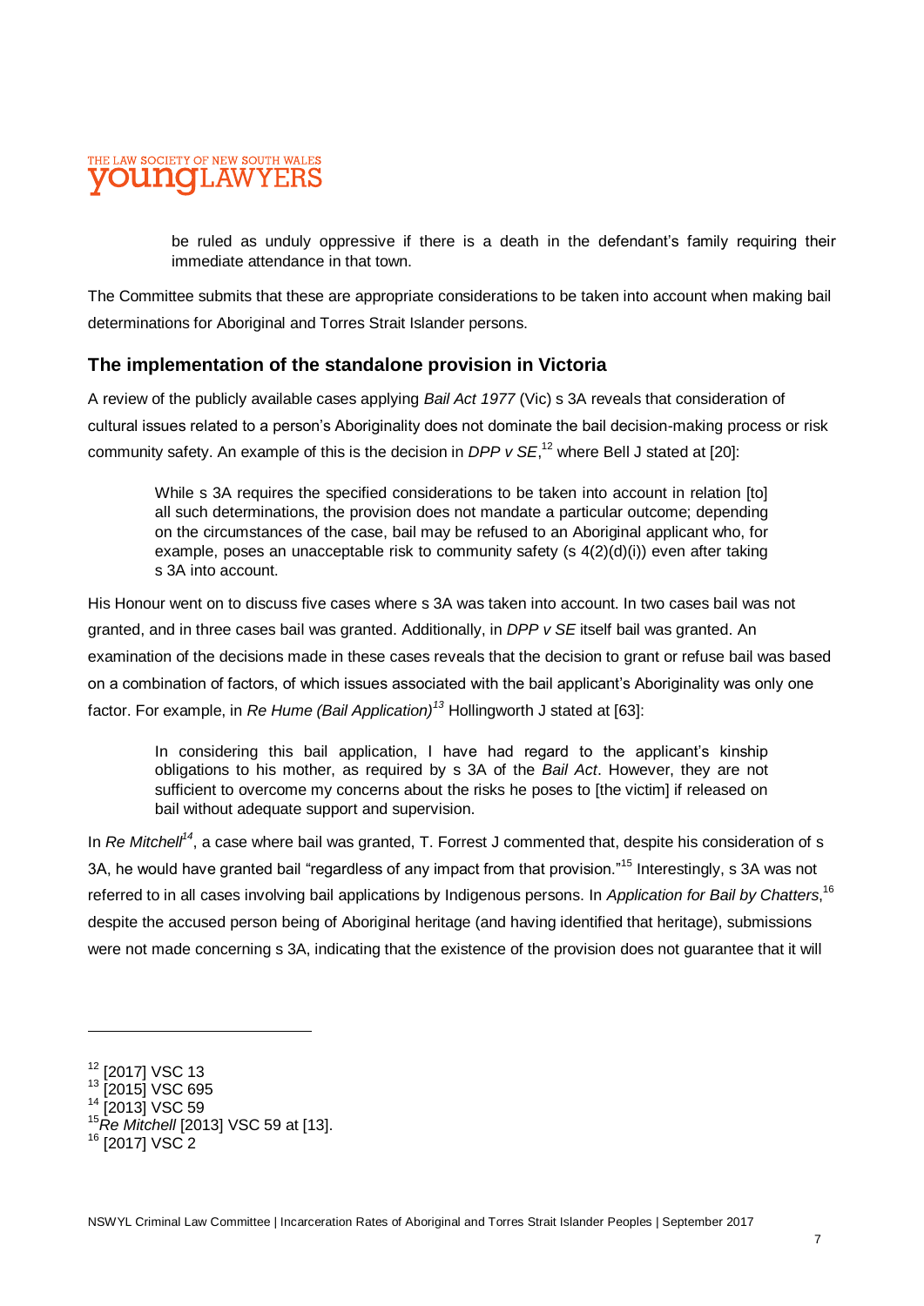> be ruled as unduly oppressive if there is a death in the defendant's family requiring their immediate attendance in that town.

The Committee submits that these are appropriate considerations to be taken into account when making bail determinations for Aboriginal and Torres Strait Islander persons.

## The implementation of the standalone provision in Victoria

A review of the publicly available cases applying *Bail Act 1977* (Vic) s 3A reveals that consideration of cultural issues related to a person's Aboriginality does not dominate the bail decision-making process or risk community safety. An example of this is the decision in *DPP v SE*,[12] where Bell J stated at [20]:

> While s 3A requires the specified considerations to be taken into account in relation [to] all such determinations, the provision does not mandate a particular outcome; depending on the circumstances of the case, bail may be refused to an Aboriginal applicant who, for example, poses an unacceptable risk to community safety (s 4(2)(d)(i)) even after taking s 3A into account.

His Honour went on to discuss five cases where s 3A was taken into account. In two cases bail was not granted, and in three cases bail was granted. Additionally, in *DPP v SE* itself bail was granted. An examination of the decisions made in these cases reveals that the decision to grant or refuse bail was based on a combination of factors, of which issues associated with the bail applicant's Aboriginality was only one factor. For example, in *Re Hume (Bail Application)*[13] Hollingworth J stated at [63]:

> In considering this bail application, I have had regard to the applicant's kinship obligations to his mother, as required by s 3A of the *Bail Act*. However, they are not sufficient to overcome my concerns about the risks he poses to [the victim] if released on bail without adequate support and supervision.

In *Re Mitchell*[14], a case where bail was granted, T. Forrest J commented that, despite his consideration of s 3A, he would have granted bail "regardless of any impact from that provision."[15] Interestingly, s 3A was not referred to in all cases involving bail applications by Indigenous persons. In *Application for Bail by Chatters*,[16] despite the accused person being of Aboriginal heritage (and having identified that heritage), submissions were not made concerning s 3A, indicating that the existence of the provision does not guarantee that it will

---

[12] [2017] VSC 13
[13] [2015] VSC 695
[14] [2013] VSC 59
[15] *Re Mitchell* [2013] VSC 59 at [13].
[16] [2017] VSC 2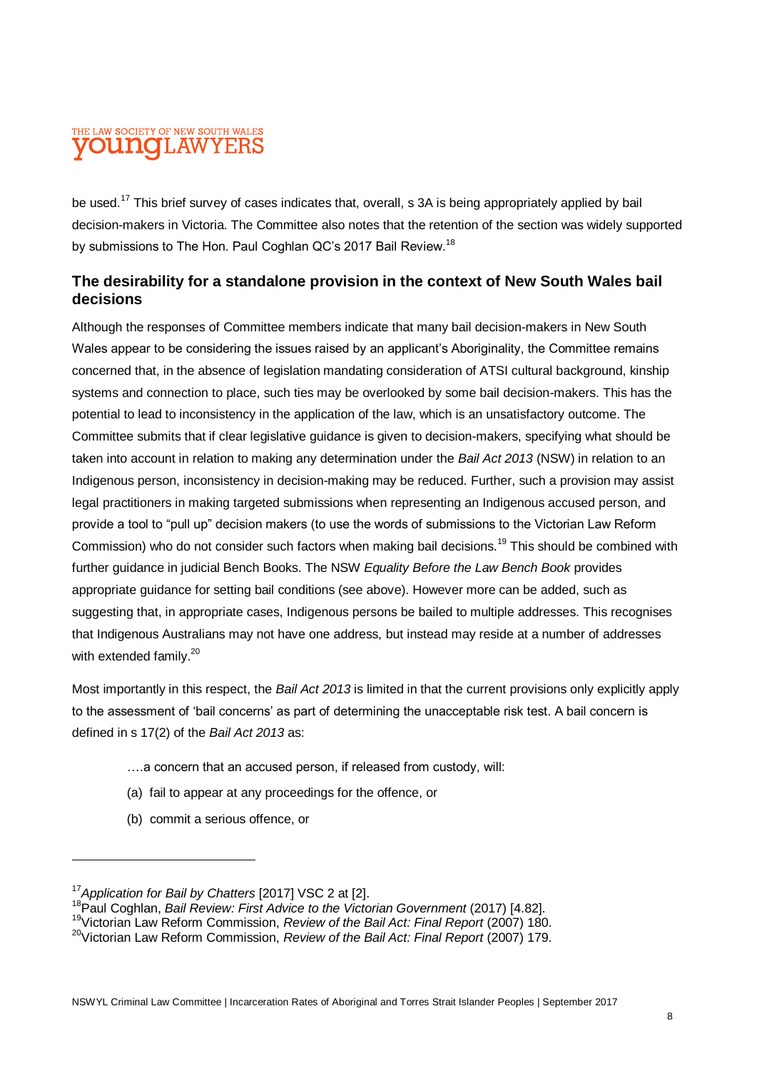be used.[17] This brief survey of cases indicates that, overall, s 3A is being appropriately applied by bail decision-makers in Victoria. The Committee also notes that the retention of the section was widely supported by submissions to The Hon. Paul Coghlan QC's 2017 Bail Review.[18]

## The desirability for a standalone provision in the context of New South Wales bail decisions

Although the responses of Committee members indicate that many bail decision-makers in New South Wales appear to be considering the issues raised by an applicant's Aboriginality, the Committee remains concerned that, in the absence of legislation mandating consideration of ATSI cultural background, kinship systems and connection to place, such ties may be overlooked by some bail decision-makers. This has the potential to lead to inconsistency in the application of the law, which is an unsatisfactory outcome. The Committee submits that if clear legislative guidance is given to decision-makers, specifying what should be taken into account in relation to making any determination under the *Bail Act 2013* (NSW) in relation to an Indigenous person, inconsistency in decision-making may be reduced. Further, such a provision may assist legal practitioners in making targeted submissions when representing an Indigenous accused person, and provide a tool to "pull up" decision makers (to use the words of submissions to the Victorian Law Reform Commission) who do not consider such factors when making bail decisions.[19] This should be combined with further guidance in judicial Bench Books. The NSW *Equality Before the Law Bench Book* provides appropriate guidance for setting bail conditions (see above). However more can be added, such as suggesting that, in appropriate cases, Indigenous persons be bailed to multiple addresses. This recognises that Indigenous Australians may not have one address, but instead may reside at a number of addresses with extended family.[20]

Most importantly in this respect, the *Bail Act 2013* is limited in that the current provisions only explicitly apply to the assessment of 'bail concerns' as part of determining the unacceptable risk test. A bail concern is defined in s 17(2) of the *Bail Act 2013* as:

> ….a concern that an accused person, if released from custody, will:
>
> (a) fail to appear at any proceedings for the offence, or
>
> (b) commit a serious offence, or

---

[17] *Application for Bail by Chatters* [2017] VSC 2 at [2].

[18] Paul Coghlan, *Bail Review: First Advice to the Victorian Government* (2017) [4.82].

[19] Victorian Law Reform Commission, *Review of the Bail Act: Final Report* (2007) 180.

[20] Victorian Law Reform Commission, *Review of the Bail Act: Final Report* (2007) 179.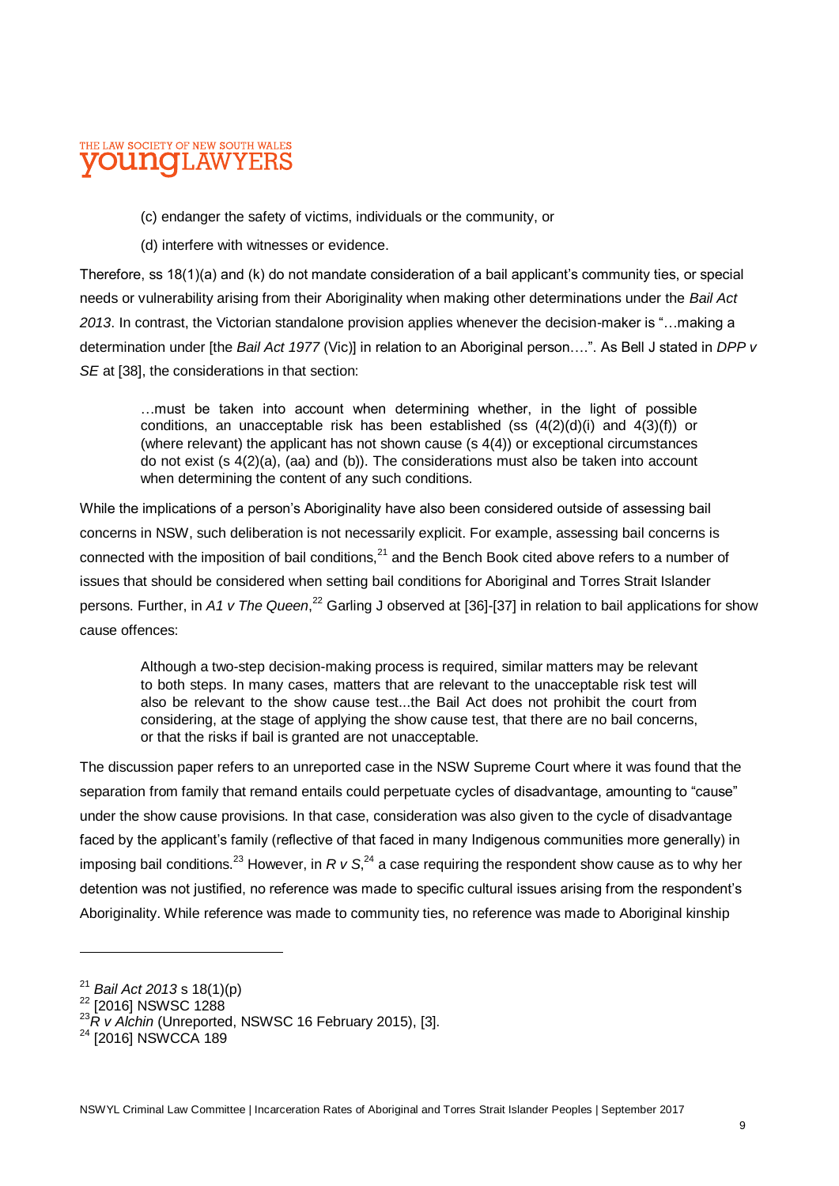(c) endanger the safety of victims, individuals or the community, or

(d) interfere with witnesses or evidence.

Therefore, ss 18(1)(a) and (k) do not mandate consideration of a bail applicant's community ties, or special needs or vulnerability arising from their Aboriginality when making other determinations under the *Bail Act 2013*. In contrast, the Victorian standalone provision applies whenever the decision-maker is "…making a determination under [the *Bail Act 1977* (Vic)] in relation to an Aboriginal person….". As Bell J stated in *DPP v SE* at [38], the considerations in that section:

> …must be taken into account when determining whether, in the light of possible conditions, an unacceptable risk has been established (ss (4(2)(d)(i) and 4(3)(f)) or (where relevant) the applicant has not shown cause (s 4(4)) or exceptional circumstances do not exist (s 4(2)(a), (aa) and (b)). The considerations must also be taken into account when determining the content of any such conditions.

While the implications of a person's Aboriginality have also been considered outside of assessing bail concerns in NSW, such deliberation is not necessarily explicit. For example, assessing bail concerns is connected with the imposition of bail conditions,[21] and the Bench Book cited above refers to a number of issues that should be considered when setting bail conditions for Aboriginal and Torres Strait Islander persons. Further, in *A1 v The Queen*,[22] Garling J observed at [36]-[37] in relation to bail applications for show cause offences:

> Although a two-step decision-making process is required, similar matters may be relevant to both steps. In many cases, matters that are relevant to the unacceptable risk test will also be relevant to the show cause test...the Bail Act does not prohibit the court from considering, at the stage of applying the show cause test, that there are no bail concerns, or that the risks if bail is granted are not unacceptable.

The discussion paper refers to an unreported case in the NSW Supreme Court where it was found that the separation from family that remand entails could perpetuate cycles of disadvantage, amounting to "cause" under the show cause provisions. In that case, consideration was also given to the cycle of disadvantage faced by the applicant's family (reflective of that faced in many Indigenous communities more generally) in imposing bail conditions.[23] However, in *R v S*,[24] a case requiring the respondent show cause as to why her detention was not justified, no reference was made to specific cultural issues arising from the respondent's Aboriginality. While reference was made to community ties, no reference was made to Aboriginal kinship

---

[21] *Bail Act 2013* s 18(1)(p)

[22] [2016] NSWSC 1288

[23] *R v Alchin* (Unreported, NSWSC 16 February 2015), [3].

[24] [2016] NSWCCA 189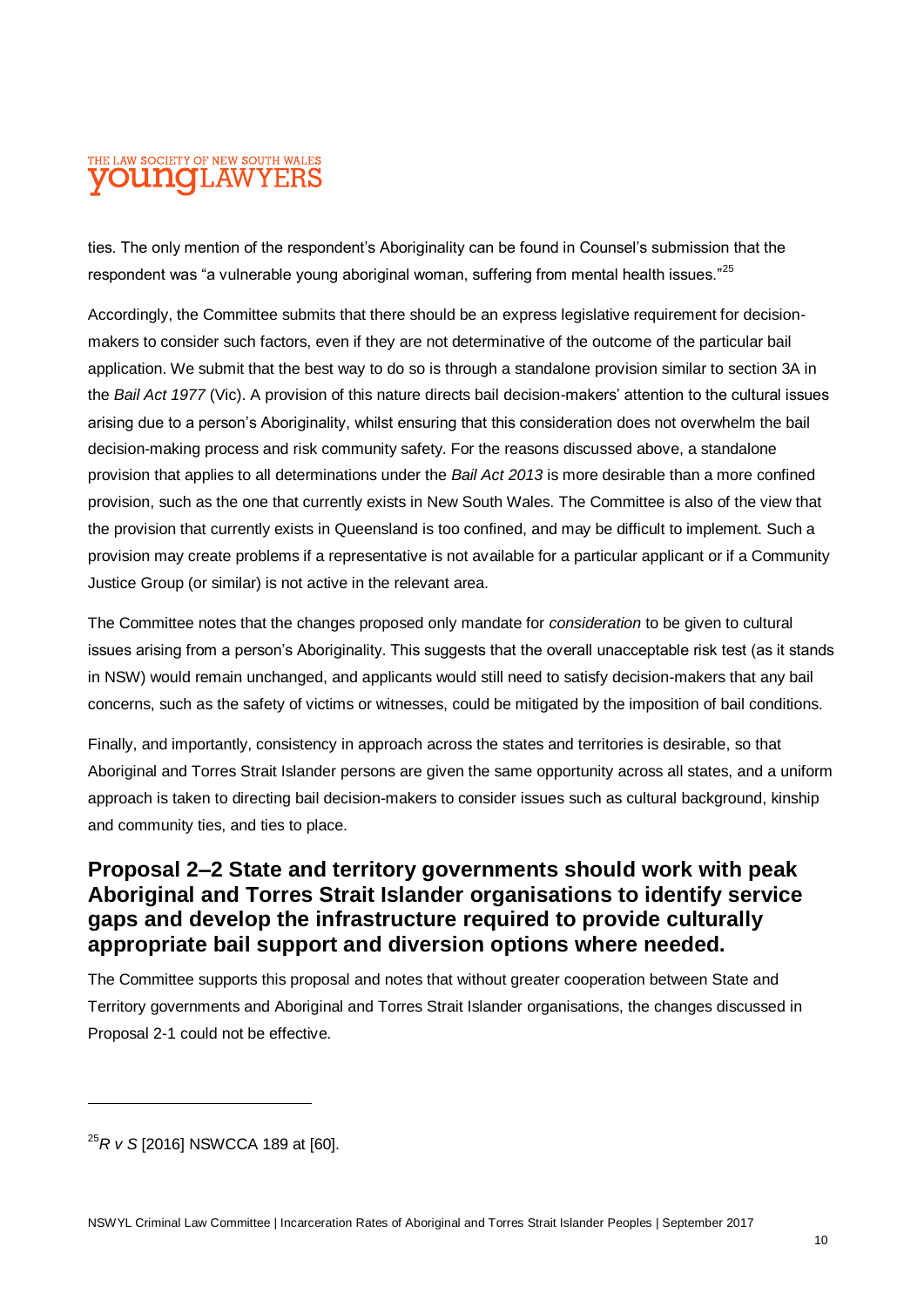ties. The only mention of the respondent's Aboriginality can be found in Counsel's submission that the respondent was "a vulnerable young aboriginal woman, suffering from mental health issues."[25]

Accordingly, the Committee submits that there should be an express legislative requirement for decision-makers to consider such factors, even if they are not determinative of the outcome of the particular bail application. We submit that the best way to do so is through a standalone provision similar to section 3A in the *Bail Act 1977* (Vic). A provision of this nature directs bail decision-makers' attention to the cultural issues arising due to a person's Aboriginality, whilst ensuring that this consideration does not overwhelm the bail decision-making process and risk community safety. For the reasons discussed above, a standalone provision that applies to all determinations under the *Bail Act 2013* is more desirable than a more confined provision, such as the one that currently exists in New South Wales. The Committee is also of the view that the provision that currently exists in Queensland is too confined, and may be difficult to implement. Such a provision may create problems if a representative is not available for a particular applicant or if a Community Justice Group (or similar) is not active in the relevant area.

The Committee notes that the changes proposed only mandate for *consideration* to be given to cultural issues arising from a person's Aboriginality. This suggests that the overall unacceptable risk test (as it stands in NSW) would remain unchanged, and applicants would still need to satisfy decision-makers that any bail concerns, such as the safety of victims or witnesses, could be mitigated by the imposition of bail conditions.

Finally, and importantly, consistency in approach across the states and territories is desirable, so that Aboriginal and Torres Strait Islander persons are given the same opportunity across all states, and a uniform approach is taken to directing bail decision-makers to consider issues such as cultural background, kinship and community ties, and ties to place.

## Proposal 2–2 State and territory governments should work with peak Aboriginal and Torres Strait Islander organisations to identify service gaps and develop the infrastructure required to provide culturally appropriate bail support and diversion options where needed.

The Committee supports this proposal and notes that without greater cooperation between State and Territory governments and Aboriginal and Torres Strait Islander organisations, the changes discussed in Proposal 2-1 could not be effective.

---

[25] *R v S* [2016] NSWCCA 189 at [60].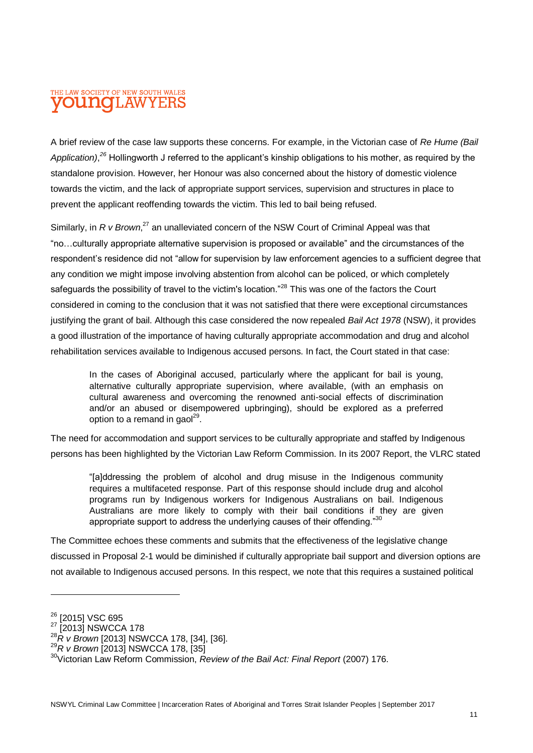A brief review of the case law supports these concerns. For example, in the Victorian case of *Re Hume (Bail Application)*,[26] Hollingworth J referred to the applicant's kinship obligations to his mother, as required by the standalone provision. However, her Honour was also concerned about the history of domestic violence towards the victim, and the lack of appropriate support services, supervision and structures in place to prevent the applicant reoffending towards the victim. This led to bail being refused.

Similarly, in *R v Brown*,[27] an unalleviated concern of the NSW Court of Criminal Appeal was that "no…culturally appropriate alternative supervision is proposed or available" and the circumstances of the respondent's residence did not "allow for supervision by law enforcement agencies to a sufficient degree that any condition we might impose involving abstention from alcohol can be policed, or which completely safeguards the possibility of travel to the victim's location."[28] This was one of the factors the Court considered in coming to the conclusion that it was not satisfied that there were exceptional circumstances justifying the grant of bail. Although this case considered the now repealed *Bail Act 1978* (NSW), it provides a good illustration of the importance of having culturally appropriate accommodation and drug and alcohol rehabilitation services available to Indigenous accused persons. In fact, the Court stated in that case:

> In the cases of Aboriginal accused, particularly where the applicant for bail is young, alternative culturally appropriate supervision, where available, (with an emphasis on cultural awareness and overcoming the renowned anti-social effects of discrimination and/or an abused or disempowered upbringing), should be explored as a preferred option to a remand in gaol[29].

The need for accommodation and support services to be culturally appropriate and staffed by Indigenous persons has been highlighted by the Victorian Law Reform Commission. In its 2007 Report, the VLRC stated

> "[a]ddressing the problem of alcohol and drug misuse in the Indigenous community requires a multifaceted response. Part of this response should include drug and alcohol programs run by Indigenous workers for Indigenous Australians on bail. Indigenous Australians are more likely to comply with their bail conditions if they are given appropriate support to address the underlying causes of their offending."[30]

The Committee echoes these comments and submits that the effectiveness of the legislative change discussed in Proposal 2-1 would be diminished if culturally appropriate bail support and diversion options are not available to Indigenous accused persons. In this respect, we note that this requires a sustained political

---

[26] [2015] VSC 695

[27] [2013] NSWCCA 178

[28] *R v Brown* [2013] NSWCCA 178, [34], [36].

[29] *R v Brown* [2013] NSWCCA 178, [35]

[30] Victorian Law Reform Commission, *Review of the Bail Act: Final Report* (2007) 176.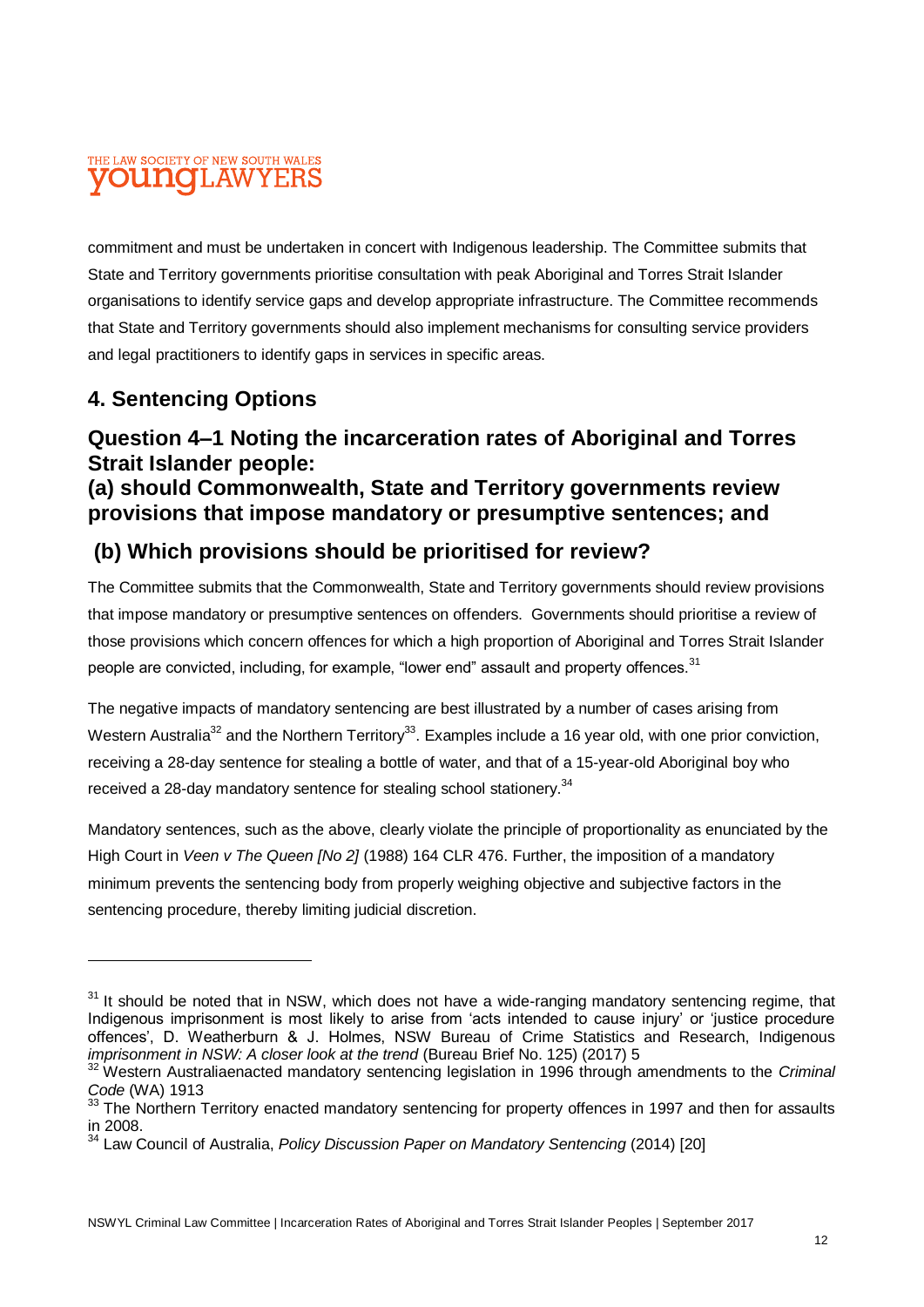commitment and must be undertaken in concert with Indigenous leadership. The Committee submits that State and Territory governments prioritise consultation with peak Aboriginal and Torres Strait Islander organisations to identify service gaps and develop appropriate infrastructure. The Committee recommends that State and Territory governments should also implement mechanisms for consulting service providers and legal practitioners to identify gaps in services in specific areas.

## 4. Sentencing Options

### Question 4–1 Noting the incarceration rates of Aboriginal and Torres Strait Islander people:
### (a) should Commonwealth, State and Territory governments review provisions that impose mandatory or presumptive sentences; and
### (b) Which provisions should be prioritised for review?

The Committee submits that the Commonwealth, State and Territory governments should review provisions that impose mandatory or presumptive sentences on offenders. Governments should prioritise a review of those provisions which concern offences for which a high proportion of Aboriginal and Torres Strait Islander people are convicted, including, for example, "lower end" assault and property offences.[31]

The negative impacts of mandatory sentencing are best illustrated by a number of cases arising from Western Australia[32] and the Northern Territory[33]. Examples include a 16 year old, with one prior conviction, receiving a 28-day sentence for stealing a bottle of water, and that of a 15-year-old Aboriginal boy who received a 28-day mandatory sentence for stealing school stationery.[34]

Mandatory sentences, such as the above, clearly violate the principle of proportionality as enunciated by the High Court in *Veen v The Queen [No 2]* (1988) 164 CLR 476. Further, the imposition of a mandatory minimum prevents the sentencing body from properly weighing objective and subjective factors in the sentencing procedure, thereby limiting judicial discretion.

---

[31] It should be noted that in NSW, which does not have a wide-ranging mandatory sentencing regime, that Indigenous imprisonment is most likely to arise from 'acts intended to cause injury' or 'justice procedure offences', D. Weatherburn & J. Holmes, NSW Bureau of Crime Statistics and Research, Indigenous *imprisonment in NSW: A closer look at the trend* (Bureau Brief No. 125) (2017) 5

[32] Western Australiaenacted mandatory sentencing legislation in 1996 through amendments to the *Criminal Code* (WA) 1913

[33] The Northern Territory enacted mandatory sentencing for property offences in 1997 and then for assaults in 2008.

[34] Law Council of Australia, *Policy Discussion Paper on Mandatory Sentencing* (2014) [20]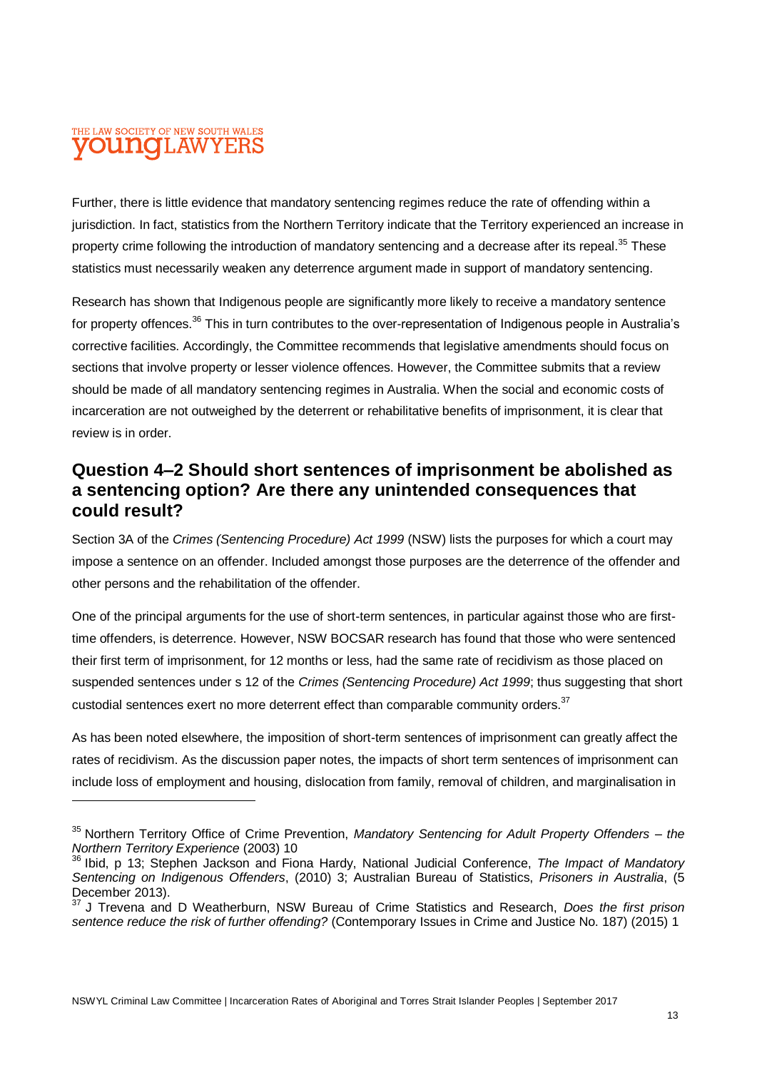Further, there is little evidence that mandatory sentencing regimes reduce the rate of offending within a jurisdiction. In fact, statistics from the Northern Territory indicate that the Territory experienced an increase in property crime following the introduction of mandatory sentencing and a decrease after its repeal.[35] These statistics must necessarily weaken any deterrence argument made in support of mandatory sentencing.

Research has shown that Indigenous people are significantly more likely to receive a mandatory sentence for property offences.[36] This in turn contributes to the over-representation of Indigenous people in Australia's corrective facilities. Accordingly, the Committee recommends that legislative amendments should focus on sections that involve property or lesser violence offences. However, the Committee submits that a review should be made of all mandatory sentencing regimes in Australia. When the social and economic costs of incarceration are not outweighed by the deterrent or rehabilitative benefits of imprisonment, it is clear that review is in order.

## Question 4–2 Should short sentences of imprisonment be abolished as a sentencing option? Are there any unintended consequences that could result?

Section 3A of the *Crimes (Sentencing Procedure) Act 1999* (NSW) lists the purposes for which a court may impose a sentence on an offender. Included amongst those purposes are the deterrence of the offender and other persons and the rehabilitation of the offender.

One of the principal arguments for the use of short-term sentences, in particular against those who are first-time offenders, is deterrence. However, NSW BOCSAR research has found that those who were sentenced their first term of imprisonment, for 12 months or less, had the same rate of recidivism as those placed on suspended sentences under s 12 of the *Crimes (Sentencing Procedure) Act 1999*; thus suggesting that short custodial sentences exert no more deterrent effect than comparable community orders.[37]

As has been noted elsewhere, the imposition of short-term sentences of imprisonment can greatly affect the rates of recidivism. As the discussion paper notes, the impacts of short term sentences of imprisonment can include loss of employment and housing, dislocation from family, removal of children, and marginalisation in

---

[35] Northern Territory Office of Crime Prevention, *Mandatory Sentencing for Adult Property Offenders – the Northern Territory Experience* (2003) 10

[36] Ibid, p 13; Stephen Jackson and Fiona Hardy, National Judicial Conference, *The Impact of Mandatory Sentencing on Indigenous Offenders*, (2010) 3; Australian Bureau of Statistics, *Prisoners in Australia*, (5 December 2013).

[37] J Trevena and D Weatherburn, NSW Bureau of Crime Statistics and Research, *Does the first prison sentence reduce the risk of further offending?* (Contemporary Issues in Crime and Justice No. 187) (2015) 1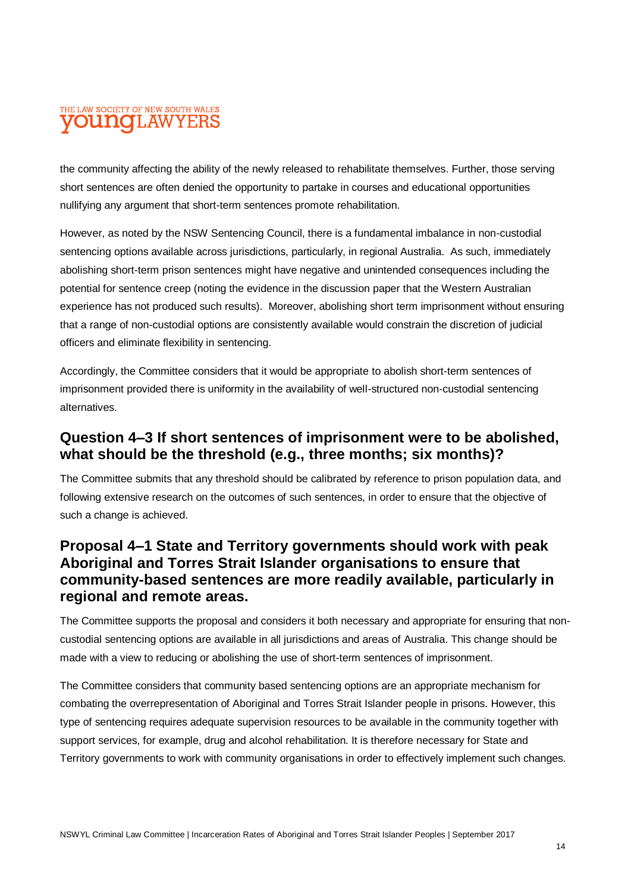the community affecting the ability of the newly released to rehabilitate themselves. Further, those serving short sentences are often denied the opportunity to partake in courses and educational opportunities nullifying any argument that short-term sentences promote rehabilitation.

However, as noted by the NSW Sentencing Council, there is a fundamental imbalance in non-custodial sentencing options available across jurisdictions, particularly, in regional Australia. As such, immediately abolishing short-term prison sentences might have negative and unintended consequences including the potential for sentence creep (noting the evidence in the discussion paper that the Western Australian experience has not produced such results). Moreover, abolishing short term imprisonment without ensuring that a range of non-custodial options are consistently available would constrain the discretion of judicial officers and eliminate flexibility in sentencing.

Accordingly, the Committee considers that it would be appropriate to abolish short-term sentences of imprisonment provided there is uniformity in the availability of well-structured non-custodial sentencing alternatives.

## Question 4–3 If short sentences of imprisonment were to be abolished, what should be the threshold (e.g., three months; six months)?

The Committee submits that any threshold should be calibrated by reference to prison population data, and following extensive research on the outcomes of such sentences, in order to ensure that the objective of such a change is achieved.

## Proposal 4–1 State and Territory governments should work with peak Aboriginal and Torres Strait Islander organisations to ensure that community-based sentences are more readily available, particularly in regional and remote areas.

The Committee supports the proposal and considers it both necessary and appropriate for ensuring that non-custodial sentencing options are available in all jurisdictions and areas of Australia. This change should be made with a view to reducing or abolishing the use of short-term sentences of imprisonment.

The Committee considers that community based sentencing options are an appropriate mechanism for combating the overrepresentation of Aboriginal and Torres Strait Islander people in prisons. However, this type of sentencing requires adequate supervision resources to be available in the community together with support services, for example, drug and alcohol rehabilitation. It is therefore necessary for State and Territory governments to work with community organisations in order to effectively implement such changes.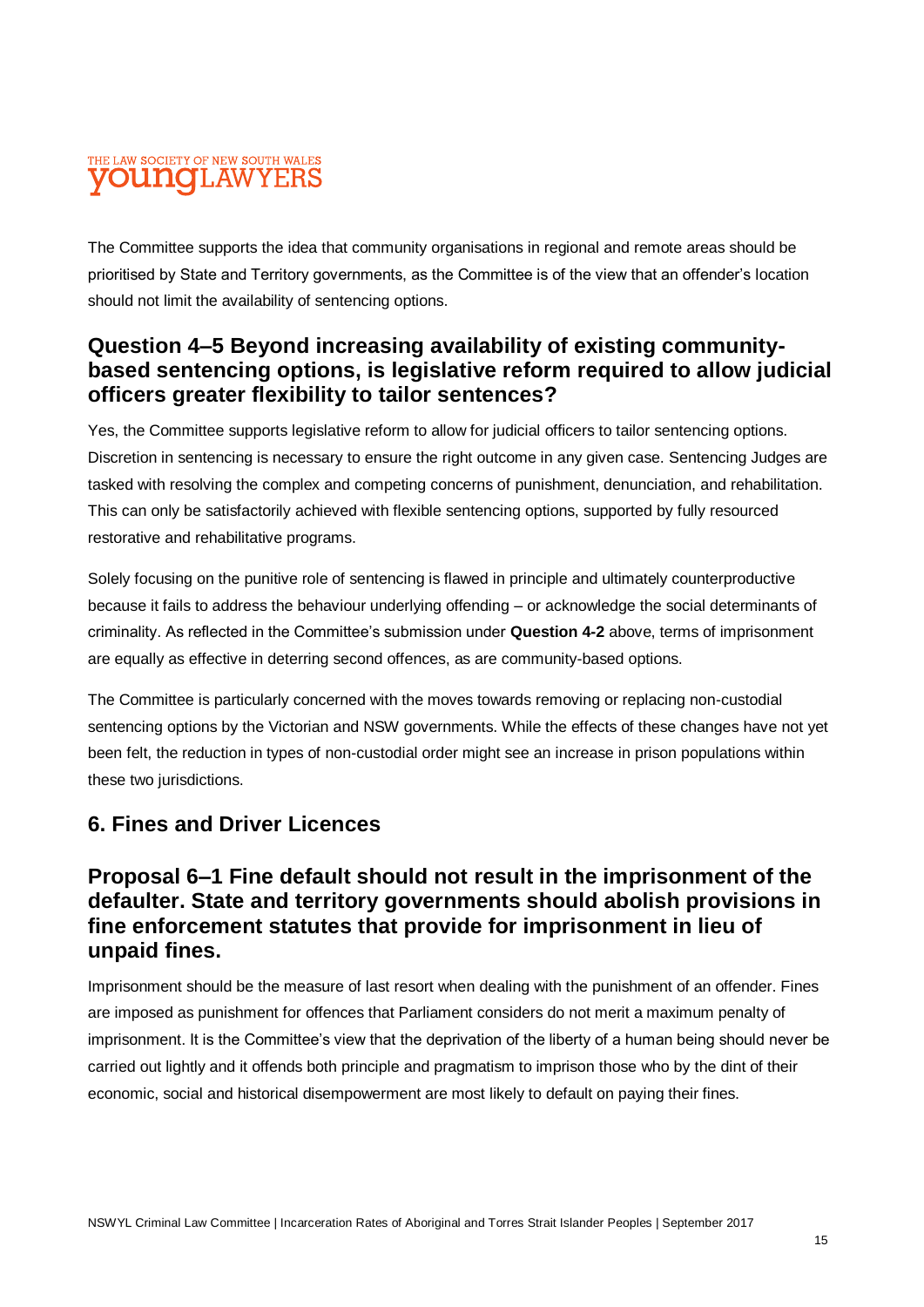The Committee supports the idea that community organisations in regional and remote areas should be prioritised by State and Territory governments, as the Committee is of the view that an offender's location should not limit the availability of sentencing options.

### Question 4–5 Beyond increasing availability of existing community-based sentencing options, is legislative reform required to allow judicial officers greater flexibility to tailor sentences?

Yes, the Committee supports legislative reform to allow for judicial officers to tailor sentencing options. Discretion in sentencing is necessary to ensure the right outcome in any given case. Sentencing Judges are tasked with resolving the complex and competing concerns of punishment, denunciation, and rehabilitation. This can only be satisfactorily achieved with flexible sentencing options, supported by fully resourced restorative and rehabilitative programs.

Solely focusing on the punitive role of sentencing is flawed in principle and ultimately counterproductive because it fails to address the behaviour underlying offending – or acknowledge the social determinants of criminality. As reflected in the Committee's submission under **Question 4-2** above, terms of imprisonment are equally as effective in deterring second offences, as are community-based options.

The Committee is particularly concerned with the moves towards removing or replacing non-custodial sentencing options by the Victorian and NSW governments. While the effects of these changes have not yet been felt, the reduction in types of non-custodial order might see an increase in prison populations within these two jurisdictions.

## 6. Fines and Driver Licences

### Proposal 6–1 Fine default should not result in the imprisonment of the defaulter. State and territory governments should abolish provisions in fine enforcement statutes that provide for imprisonment in lieu of unpaid fines.

Imprisonment should be the measure of last resort when dealing with the punishment of an offender. Fines are imposed as punishment for offences that Parliament considers do not merit a maximum penalty of imprisonment. It is the Committee's view that the deprivation of the liberty of a human being should never be carried out lightly and it offends both principle and pragmatism to imprison those who by the dint of their economic, social and historical disempowerment are most likely to default on paying their fines.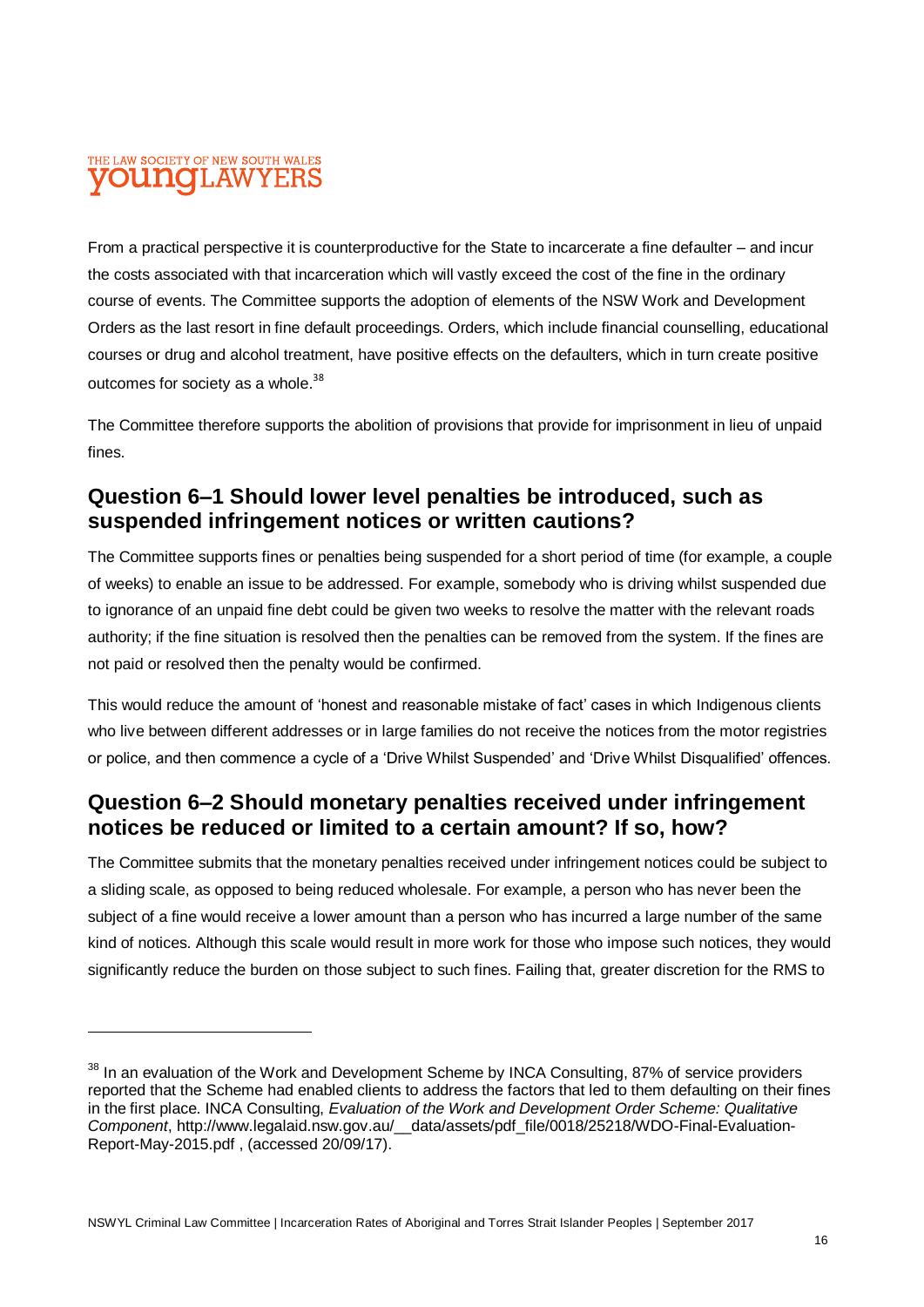From a practical perspective it is counterproductive for the State to incarcerate a fine defaulter – and incur the costs associated with that incarceration which will vastly exceed the cost of the fine in the ordinary course of events. The Committee supports the adoption of elements of the NSW Work and Development Orders as the last resort in fine default proceedings. Orders, which include financial counselling, educational courses or drug and alcohol treatment, have positive effects on the defaulters, which in turn create positive outcomes for society as a whole.[38]

The Committee therefore supports the abolition of provisions that provide for imprisonment in lieu of unpaid fines.

## Question 6–1 Should lower level penalties be introduced, such as suspended infringement notices or written cautions?

The Committee supports fines or penalties being suspended for a short period of time (for example, a couple of weeks) to enable an issue to be addressed. For example, somebody who is driving whilst suspended due to ignorance of an unpaid fine debt could be given two weeks to resolve the matter with the relevant roads authority; if the fine situation is resolved then the penalties can be removed from the system. If the fines are not paid or resolved then the penalty would be confirmed.

This would reduce the amount of 'honest and reasonable mistake of fact' cases in which Indigenous clients who live between different addresses or in large families do not receive the notices from the motor registries or police, and then commence a cycle of a 'Drive Whilst Suspended' and 'Drive Whilst Disqualified' offences.

## Question 6–2 Should monetary penalties received under infringement notices be reduced or limited to a certain amount? If so, how?

The Committee submits that the monetary penalties received under infringement notices could be subject to a sliding scale, as opposed to being reduced wholesale. For example, a person who has never been the subject of a fine would receive a lower amount than a person who has incurred a large number of the same kind of notices. Although this scale would result in more work for those who impose such notices, they would significantly reduce the burden on those subject to such fines. Failing that, greater discretion for the RMS to

---

[38] In an evaluation of the Work and Development Scheme by INCA Consulting, 87% of service providers reported that the Scheme had enabled clients to address the factors that led to them defaulting on their fines in the first place. INCA Consulting, *Evaluation of the Work and Development Order Scheme: Qualitative Component*, http://www.legalaid.nsw.gov.au/__data/assets/pdf_file/0018/25218/WDO-Final-Evaluation-Report-May-2015.pdf , (accessed 20/09/17).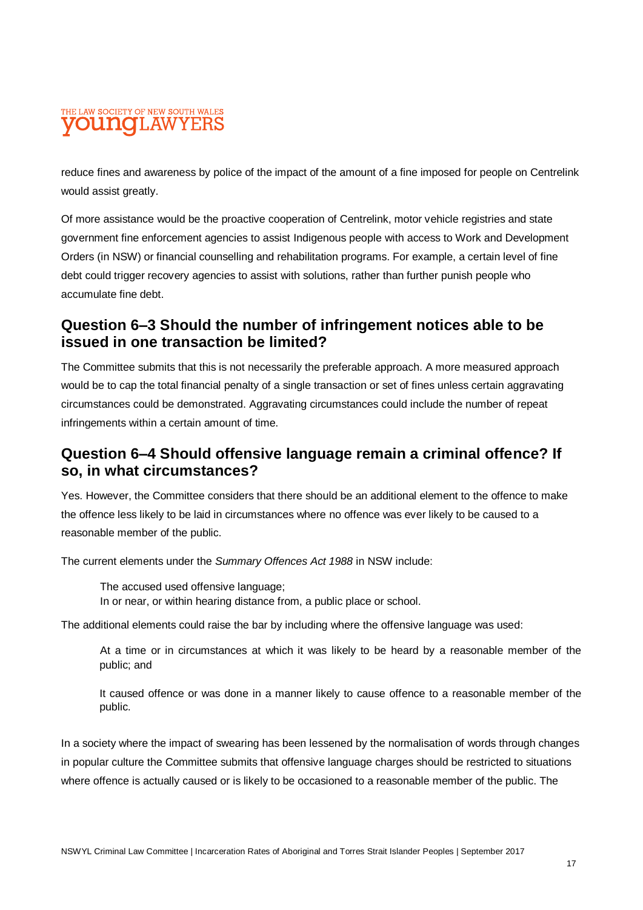reduce fines and awareness by police of the impact of the amount of a fine imposed for people on Centrelink would assist greatly.

Of more assistance would be the proactive cooperation of Centrelink, motor vehicle registries and state government fine enforcement agencies to assist Indigenous people with access to Work and Development Orders (in NSW) or financial counselling and rehabilitation programs. For example, a certain level of fine debt could trigger recovery agencies to assist with solutions, rather than further punish people who accumulate fine debt.

## Question 6–3 Should the number of infringement notices able to be issued in one transaction be limited?

The Committee submits that this is not necessarily the preferable approach. A more measured approach would be to cap the total financial penalty of a single transaction or set of fines unless certain aggravating circumstances could be demonstrated. Aggravating circumstances could include the number of repeat infringements within a certain amount of time.

## Question 6–4 Should offensive language remain a criminal offence? If so, in what circumstances?

Yes. However, the Committee considers that there should be an additional element to the offence to make the offence less likely to be laid in circumstances where no offence was ever likely to be caused to a reasonable member of the public.

The current elements under the *Summary Offences Act 1988* in NSW include:

> The accused used offensive language;
> In or near, or within hearing distance from, a public place or school.

The additional elements could raise the bar by including where the offensive language was used:

> At a time or in circumstances at which it was likely to be heard by a reasonable member of the public; and
>
> It caused offence or was done in a manner likely to cause offence to a reasonable member of the public.

In a society where the impact of swearing has been lessened by the normalisation of words through changes in popular culture the Committee submits that offensive language charges should be restricted to situations where offence is actually caused or is likely to be occasioned to a reasonable member of the public. The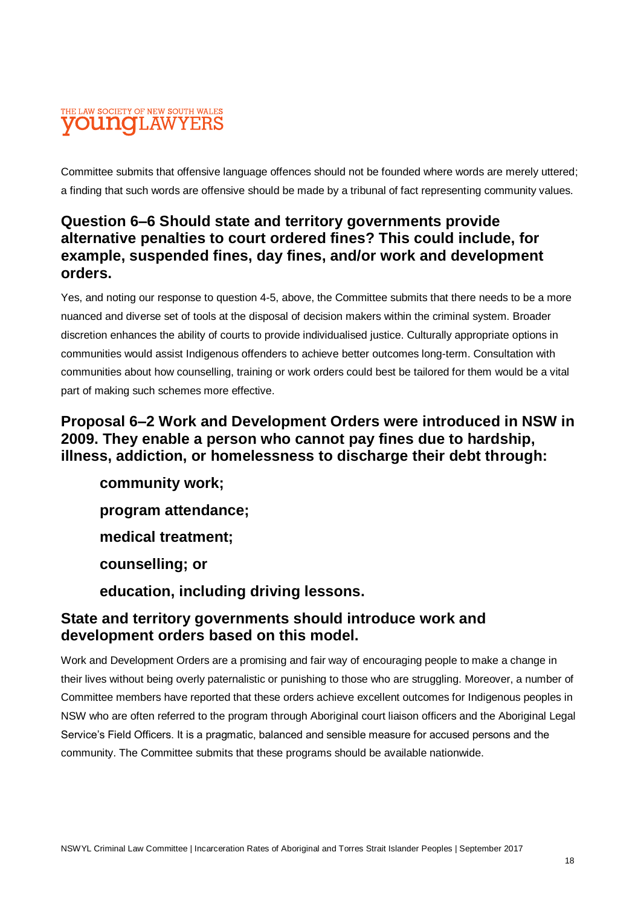Committee submits that offensive language offences should not be founded where words are merely uttered; a finding that such words are offensive should be made by a tribunal of fact representing community values.

### Question 6–6 Should state and territory governments provide alternative penalties to court ordered fines? This could include, for example, suspended fines, day fines, and/or work and development orders.

Yes, and noting our response to question 4-5, above, the Committee submits that there needs to be a more nuanced and diverse set of tools at the disposal of decision makers within the criminal system. Broader discretion enhances the ability of courts to provide individualised justice. Culturally appropriate options in communities would assist Indigenous offenders to achieve better outcomes long-term. Consultation with communities about how counselling, training or work orders could best be tailored for them would be a vital part of making such schemes more effective.

### Proposal 6–2 Work and Development Orders were introduced in NSW in 2009. They enable a person who cannot pay fines due to hardship, illness, addiction, or homelessness to discharge their debt through:

**community work;**

**program attendance;**

**medical treatment;**

**counselling; or**

**education, including driving lessons.**

### State and territory governments should introduce work and development orders based on this model.

Work and Development Orders are a promising and fair way of encouraging people to make a change in their lives without being overly paternalistic or punishing to those who are struggling. Moreover, a number of Committee members have reported that these orders achieve excellent outcomes for Indigenous peoples in NSW who are often referred to the program through Aboriginal court liaison officers and the Aboriginal Legal Service's Field Officers. It is a pragmatic, balanced and sensible measure for accused persons and the community. The Committee submits that these programs should be available nationwide.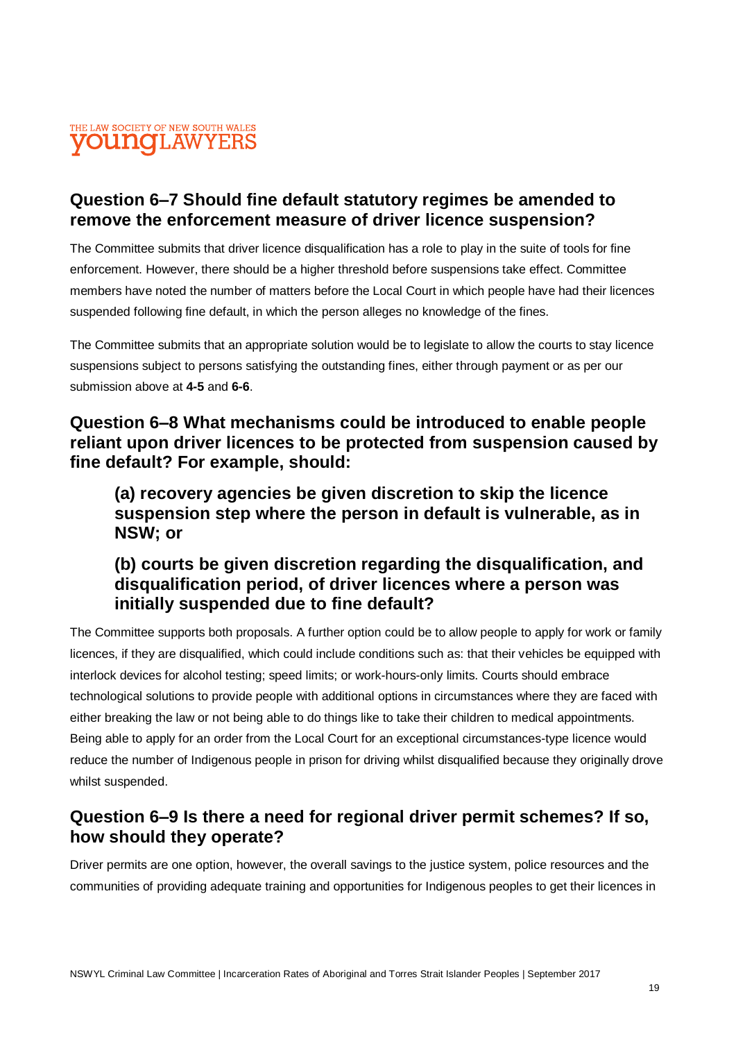## Question 6–7 Should fine default statutory regimes be amended to remove the enforcement measure of driver licence suspension?

The Committee submits that driver licence disqualification has a role to play in the suite of tools for fine enforcement. However, there should be a higher threshold before suspensions take effect. Committee members have noted the number of matters before the Local Court in which people have had their licences suspended following fine default, in which the person alleges no knowledge of the fines.

The Committee submits that an appropriate solution would be to legislate to allow the courts to stay licence suspensions subject to persons satisfying the outstanding fines, either through payment or as per our submission above at **4-5** and **6-6**.

## Question 6–8 What mechanisms could be introduced to enable people reliant upon driver licences to be protected from suspension caused by fine default? For example, should:

### (a) recovery agencies be given discretion to skip the licence suspension step where the person in default is vulnerable, as in NSW; or

### (b) courts be given discretion regarding the disqualification, and disqualification period, of driver licences where a person was initially suspended due to fine default?

The Committee supports both proposals. A further option could be to allow people to apply for work or family licences, if they are disqualified, which could include conditions such as: that their vehicles be equipped with interlock devices for alcohol testing; speed limits; or work-hours-only limits. Courts should embrace technological solutions to provide people with additional options in circumstances where they are faced with either breaking the law or not being able to do things like to take their children to medical appointments. Being able to apply for an order from the Local Court for an exceptional circumstances-type licence would reduce the number of Indigenous people in prison for driving whilst disqualified because they originally drove whilst suspended.

## Question 6–9 Is there a need for regional driver permit schemes? If so, how should they operate?

Driver permits are one option, however, the overall savings to the justice system, police resources and the communities of providing adequate training and opportunities for Indigenous peoples to get their licences in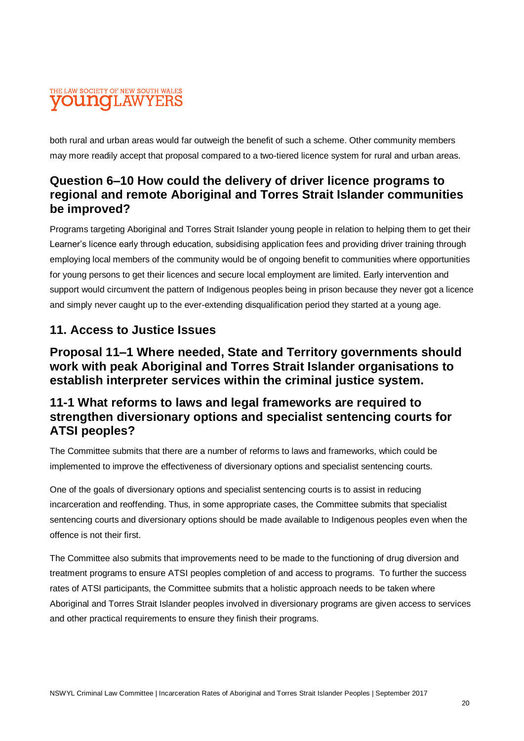both rural and urban areas would far outweigh the benefit of such a scheme. Other community members may more readily accept that proposal compared to a two-tiered licence system for rural and urban areas.

## Question 6–10 How could the delivery of driver licence programs to regional and remote Aboriginal and Torres Strait Islander communities be improved?

Programs targeting Aboriginal and Torres Strait Islander young people in relation to helping them to get their Learner's licence early through education, subsidising application fees and providing driver training through employing local members of the community would be of ongoing benefit to communities where opportunities for young persons to get their licences and secure local employment are limited. Early intervention and support would circumvent the pattern of Indigenous peoples being in prison because they never got a licence and simply never caught up to the ever-extending disqualification period they started at a young age.

# 11. Access to Justice Issues

## Proposal 11–1 Where needed, State and Territory governments should work with peak Aboriginal and Torres Strait Islander organisations to establish interpreter services within the criminal justice system.

## 11-1 What reforms to laws and legal frameworks are required to strengthen diversionary options and specialist sentencing courts for ATSI peoples?

The Committee submits that there are a number of reforms to laws and frameworks, which could be implemented to improve the effectiveness of diversionary options and specialist sentencing courts.

One of the goals of diversionary options and specialist sentencing courts is to assist in reducing incarceration and reoffending. Thus, in some appropriate cases, the Committee submits that specialist sentencing courts and diversionary options should be made available to Indigenous peoples even when the offence is not their first.

The Committee also submits that improvements need to be made to the functioning of drug diversion and treatment programs to ensure ATSI peoples completion of and access to programs. To further the success rates of ATSI participants, the Committee submits that a holistic approach needs to be taken where Aboriginal and Torres Strait Islander peoples involved in diversionary programs are given access to services and other practical requirements to ensure they finish their programs.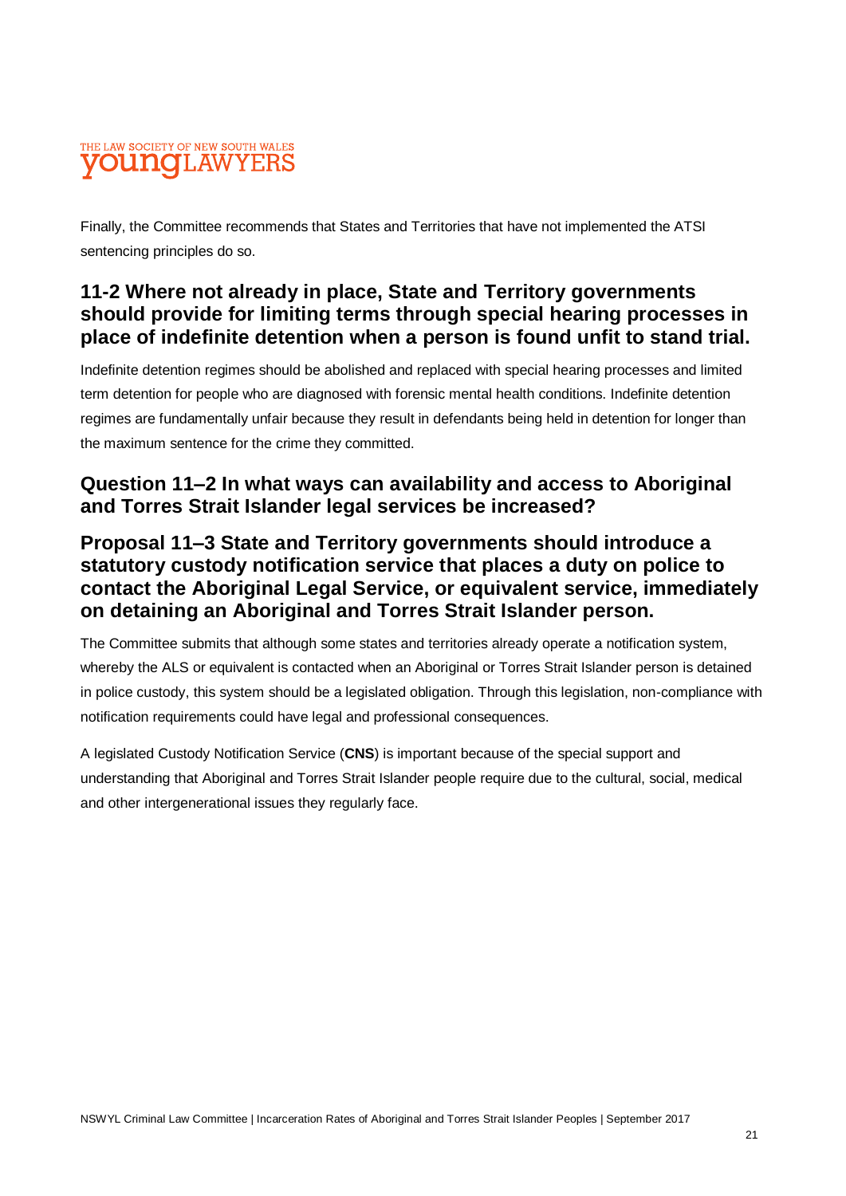Finally, the Committee recommends that States and Territories that have not implemented the ATSI sentencing principles do so.

## 11-2 Where not already in place, State and Territory governments should provide for limiting terms through special hearing processes in place of indefinite detention when a person is found unfit to stand trial.

Indefinite detention regimes should be abolished and replaced with special hearing processes and limited term detention for people who are diagnosed with forensic mental health conditions. Indefinite detention regimes are fundamentally unfair because they result in defendants being held in detention for longer than the maximum sentence for the crime they committed.

## Question 11–2 In what ways can availability and access to Aboriginal and Torres Strait Islander legal services be increased?

## Proposal 11–3 State and Territory governments should introduce a statutory custody notification service that places a duty on police to contact the Aboriginal Legal Service, or equivalent service, immediately on detaining an Aboriginal and Torres Strait Islander person.

The Committee submits that although some states and territories already operate a notification system, whereby the ALS or equivalent is contacted when an Aboriginal or Torres Strait Islander person is detained in police custody, this system should be a legislated obligation. Through this legislation, non-compliance with notification requirements could have legal and professional consequences.

A legislated Custody Notification Service (**CNS**) is important because of the special support and understanding that Aboriginal and Torres Strait Islander people require due to the cultural, social, medical and other intergenerational issues they regularly face.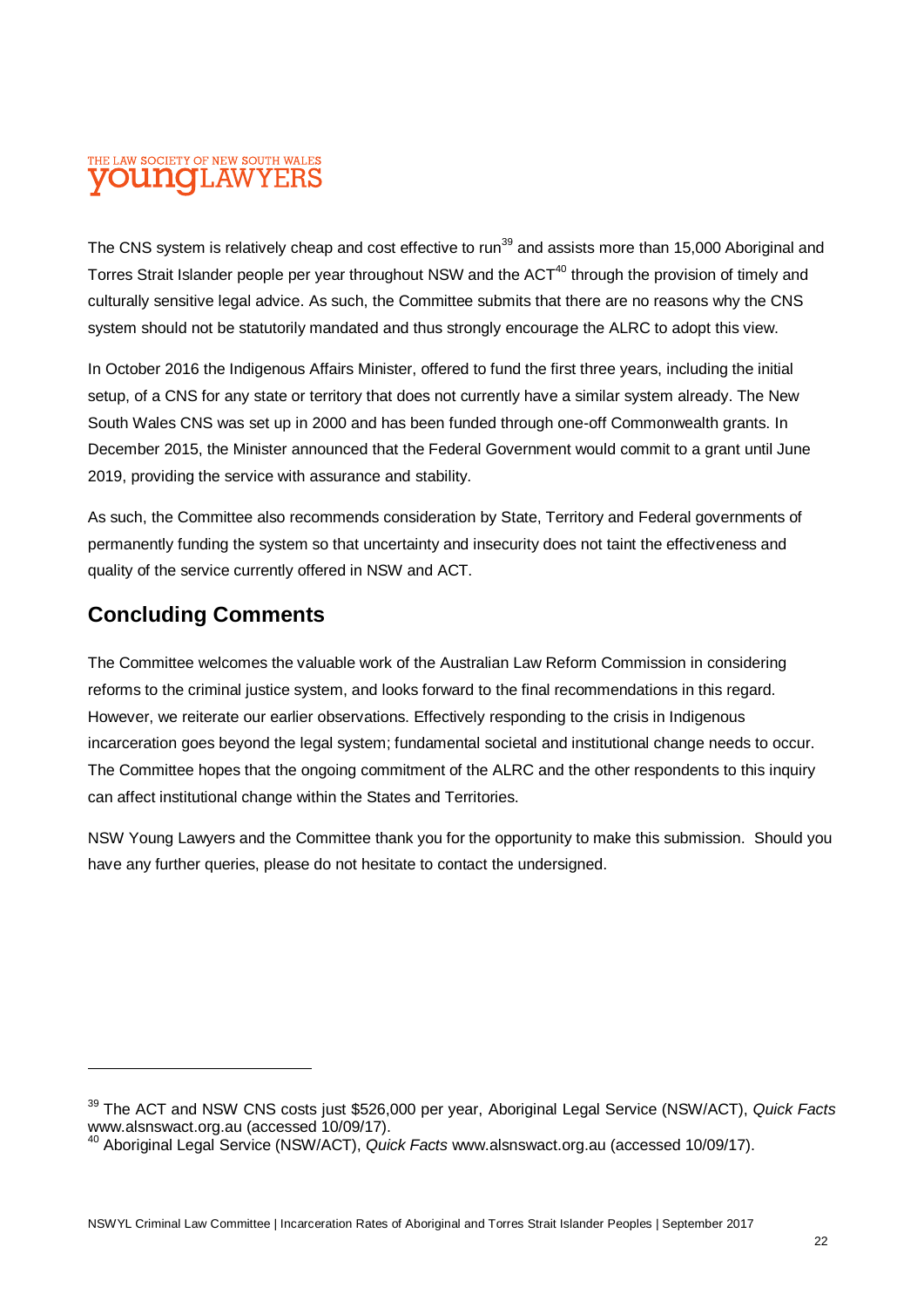The CNS system is relatively cheap and cost effective to run[39] and assists more than 15,000 Aboriginal and Torres Strait Islander people per year throughout NSW and the ACT[40] through the provision of timely and culturally sensitive legal advice. As such, the Committee submits that there are no reasons why the CNS system should not be statutorily mandated and thus strongly encourage the ALRC to adopt this view.

In October 2016 the Indigenous Affairs Minister, offered to fund the first three years, including the initial setup, of a CNS for any state or territory that does not currently have a similar system already. The New South Wales CNS was set up in 2000 and has been funded through one-off Commonwealth grants. In December 2015, the Minister announced that the Federal Government would commit to a grant until June 2019, providing the service with assurance and stability.

As such, the Committee also recommends consideration by State, Territory and Federal governments of permanently funding the system so that uncertainty and insecurity does not taint the effectiveness and quality of the service currently offered in NSW and ACT.

## Concluding Comments

The Committee welcomes the valuable work of the Australian Law Reform Commission in considering reforms to the criminal justice system, and looks forward to the final recommendations in this regard. However, we reiterate our earlier observations. Effectively responding to the crisis in Indigenous incarceration goes beyond the legal system; fundamental societal and institutional change needs to occur. The Committee hopes that the ongoing commitment of the ALRC and the other respondents to this inquiry can affect institutional change within the States and Territories.

NSW Young Lawyers and the Committee thank you for the opportunity to make this submission. Should you have any further queries, please do not hesitate to contact the undersigned.

---

[39] The ACT and NSW CNS costs just $526,000 per year, Aboriginal Legal Service (NSW/ACT), *Quick Facts* www.alsnswact.org.au (accessed 10/09/17).

[40] Aboriginal Legal Service (NSW/ACT), *Quick Facts* www.alsnswact.org.au (accessed 10/09/17).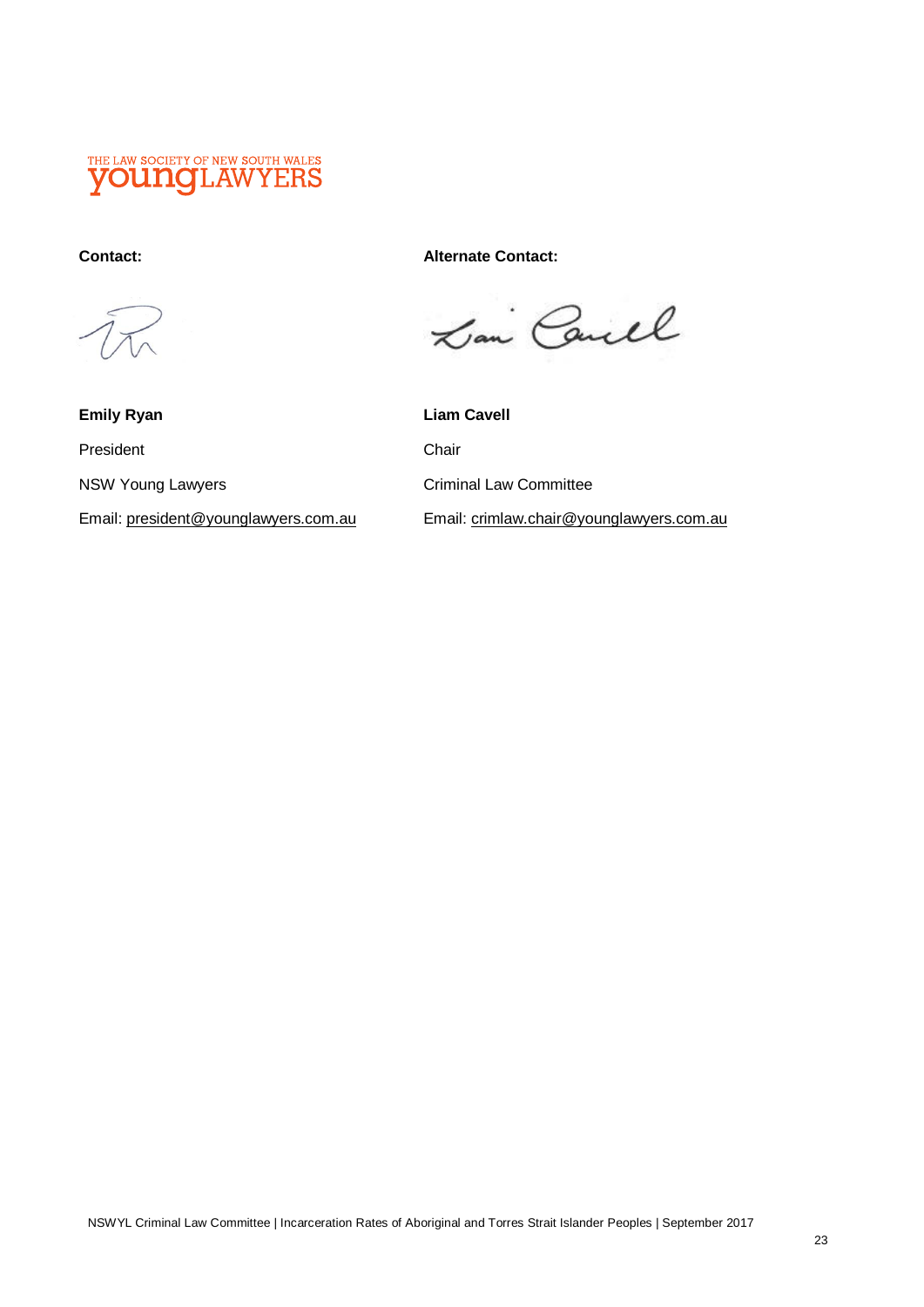THE LAW SOCIETY OF NEW SOUTH WALES
youngLAWYERS

**Contact:**

**Emily Ryan**

President

NSW Young Lawyers

Email: president@younglawyers.com.au

**Alternate Contact:**

**Liam Cavell**

Chair

Criminal Law Committee

Email: crimlaw.chair@younglawyers.com.au